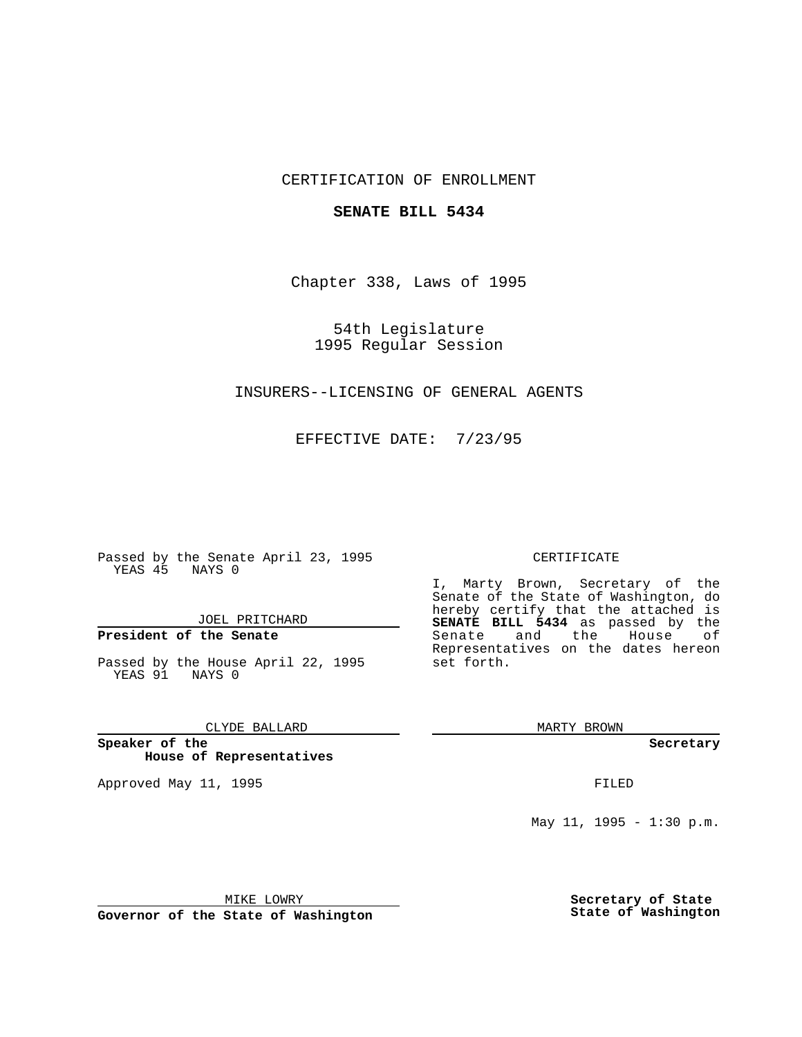CERTIFICATION OF ENROLLMENT

**SENATE BILL 5434**

Chapter 338, Laws of 1995

54th Legislature
1995 Regular Session

INSURERS--LICENSING OF GENERAL AGENTS

EFFECTIVE DATE: 7/23/95

Passed by the Senate April 23, 1995
YEAS 45 NAYS 0

JOEL PRITCHARD

**President of the Senate**

Passed by the House April 22, 1995
YEAS 91 NAYS 0

CLYDE BALLARD

**Speaker of the House of Representatives**

Approved May 11, 1995

MIKE LOWRY

**Governor of the State of Washington**

CERTIFICATE

I, Marty Brown, Secretary of the Senate of the State of Washington, do hereby certify that the attached is **SENATE BILL 5434** as passed by the Senate and the House of Representatives on the dates hereon set forth.

MARTY BROWN

**Secretary**

FILED

May 11, 1995 - 1:30 p.m.

**Secretary of State**
**State of Washington**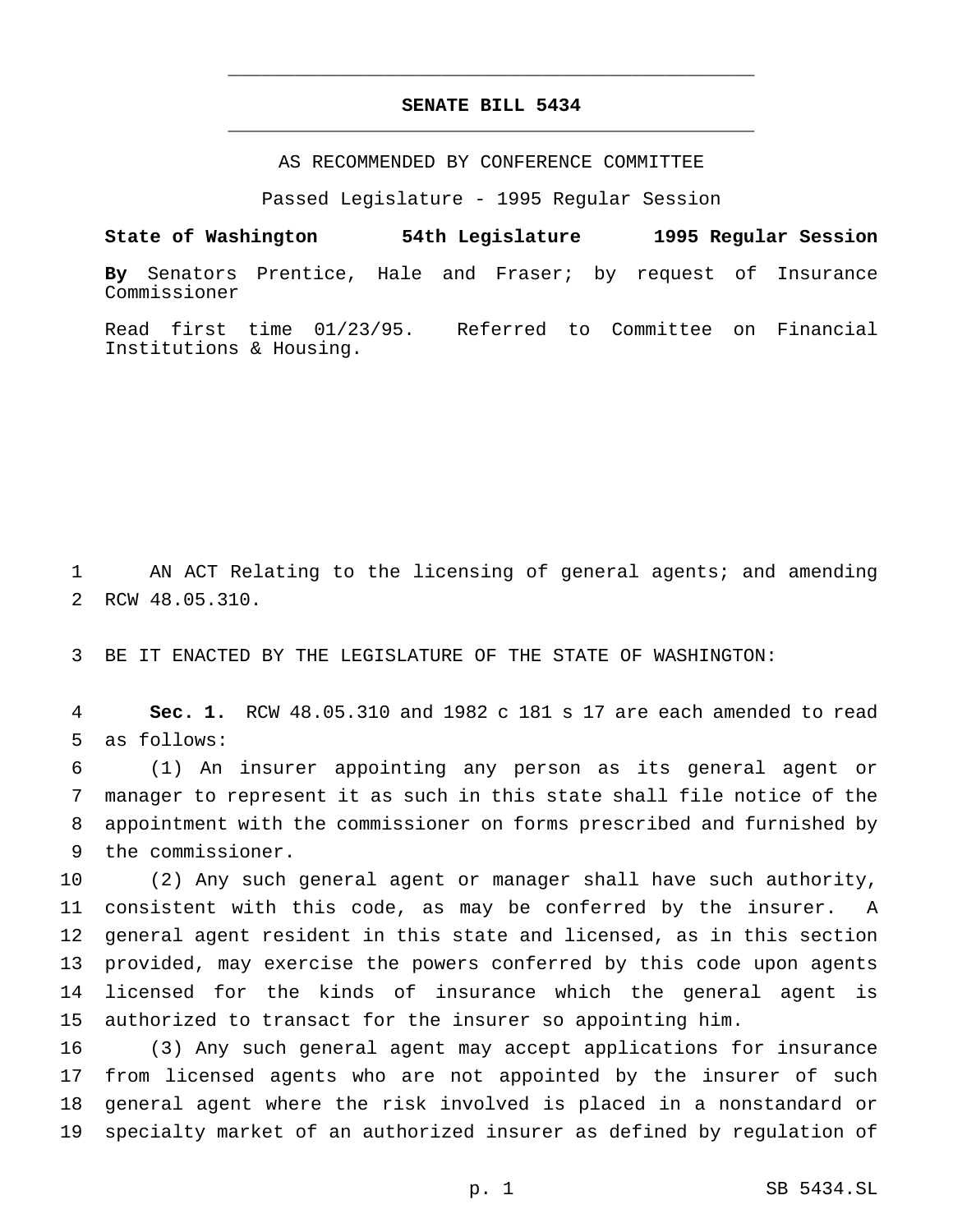# SENATE BILL 5434

AS RECOMMENDED BY CONFERENCE COMMITTEE

Passed Legislature - 1995 Regular Session

**State of Washington 54th Legislature 1995 Regular Session**

**By** Senators Prentice, Hale and Fraser; by request of Insurance Commissioner

Read first time 01/23/95. Referred to Committee on Financial Institutions & Housing.

1 AN ACT Relating to the licensing of general agents; and amending
2 RCW 48.05.310.

3 BE IT ENACTED BY THE LEGISLATURE OF THE STATE OF WASHINGTON:

4 **Sec. 1.** RCW 48.05.310 and 1982 c 181 s 17 are each amended to read
5 as follows:
6 (1) An insurer appointing any person as its general agent or
7 manager to represent it as such in this state shall file notice of the
8 appointment with the commissioner on forms prescribed and furnished by
9 the commissioner.
10 (2) Any such general agent or manager shall have such authority,
11 consistent with this code, as may be conferred by the insurer. A
12 general agent resident in this state and licensed, as in this section
13 provided, may exercise the powers conferred by this code upon agents
14 licensed for the kinds of insurance which the general agent is
15 authorized to transact for the insurer so appointing him.
16 (3) Any such general agent may accept applications for insurance
17 from licensed agents who are not appointed by the insurer of such
18 general agent where the risk involved is placed in a nonstandard or
19 specialty market of an authorized insurer as defined by regulation of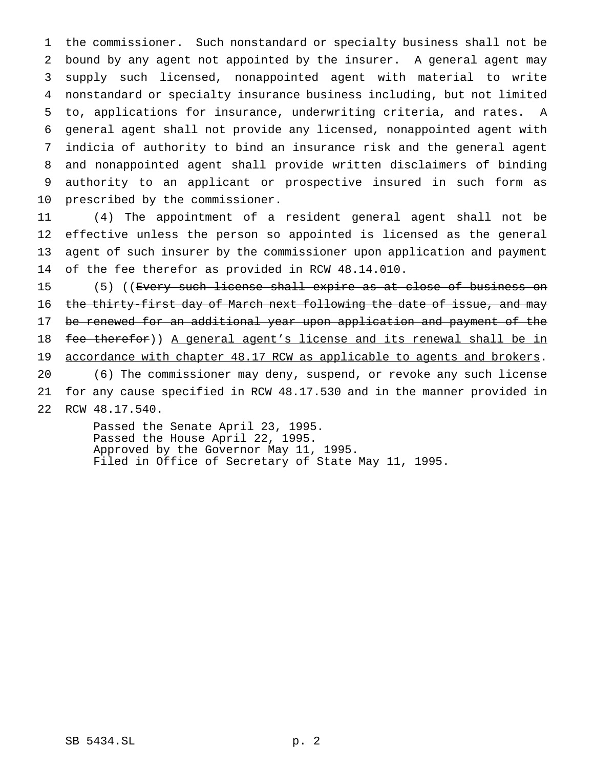the commissioner. Such nonstandard or specialty business shall not be bound by any agent not appointed by the insurer. A general agent may supply such licensed, nonappointed agent with material to write nonstandard or specialty insurance business including, but not limited to, applications for insurance, underwriting criteria, and rates. A general agent shall not provide any licensed, nonappointed agent with indicia of authority to bind an insurance risk and the general agent and nonappointed agent shall provide written disclaimers of binding authority to an applicant or prospective insured in such form as prescribed by the commissioner.

(4) The appointment of a resident general agent shall not be effective unless the person so appointed is licensed as the general agent of such insurer by the commissioner upon application and payment of the fee therefor as provided in RCW 48.14.010.

(5) ((~~Every such license shall expire as at close of business on the thirty-first day of March next following the date of issue, and may be renewed for an additional year upon application and payment of the fee therefor~~)) <u>A general agent's license and its renewal shall be in accordance with chapter 48.17 RCW as applicable to agents and brokers</u>.

(6) The commissioner may deny, suspend, or revoke any such license for any cause specified in RCW 48.17.530 and in the manner provided in RCW 48.17.540.

Passed the Senate April 23, 1995.
Passed the House April 22, 1995.
Approved by the Governor May 11, 1995.
Filed in Office of Secretary of State May 11, 1995.